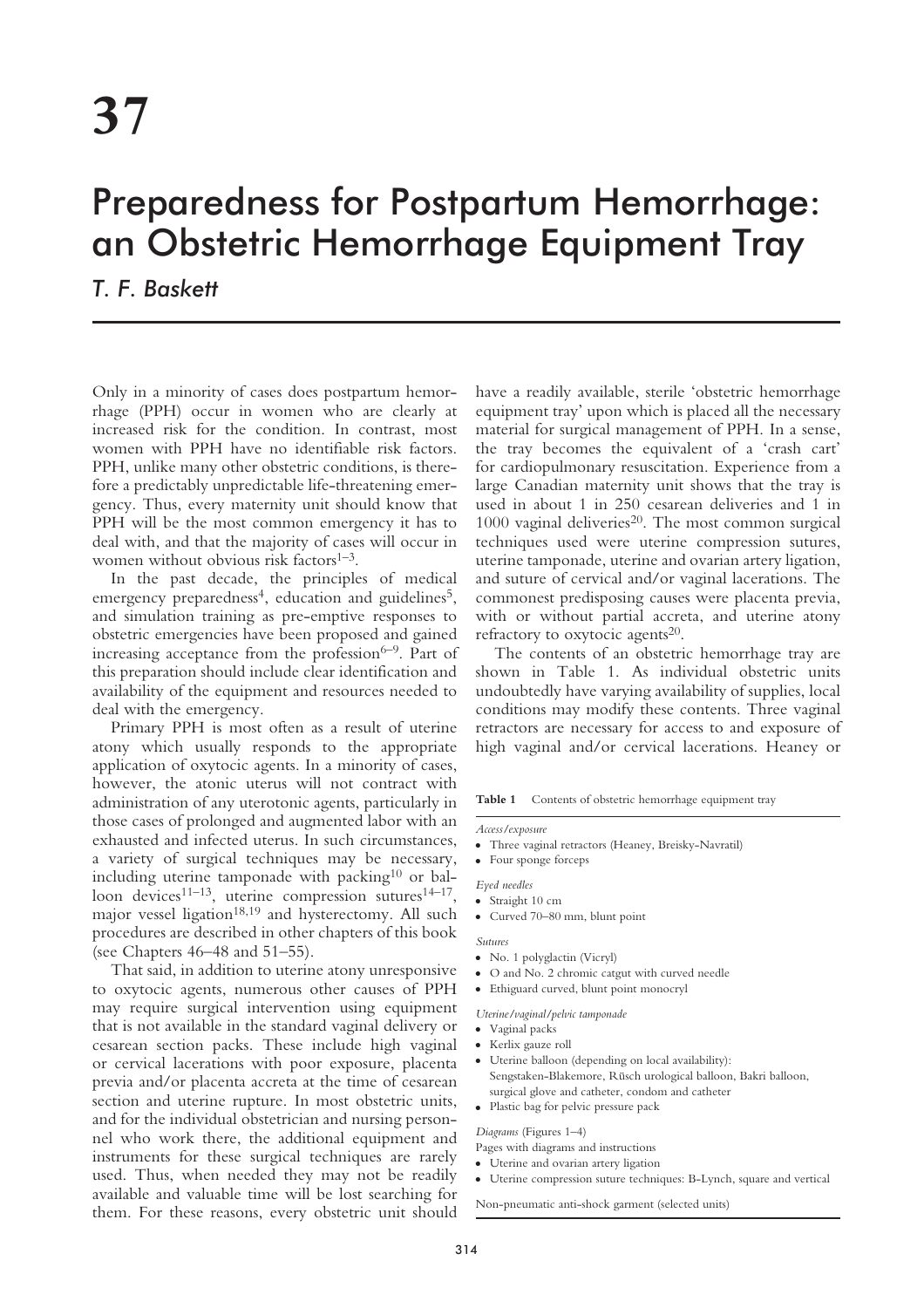# 37

# Preparedness for Postpartum Hemorrhage: an Obstetric Hemorrhage Equipment Tray

*T. F. Baskett*

Only in a minority of cases does postpartum hemorrhage (PPH) occur in women who are clearly at increased risk for the condition. In contrast, most women with PPH have no identifiable risk factors. PPH, unlike many other obstetric conditions, is therefore a predictably unpredictable life-threatening emergency. Thus, every maternity unit should know that PPH will be the most common emergency it has to deal with, and that the majority of cases will occur in women without obvious risk factors[1–3].

In the past decade, the principles of medical emergency preparedness[4], education and guidelines[5], and simulation training as pre-emptive responses to obstetric emergencies have been proposed and gained increasing acceptance from the profession[6–9]. Part of this preparation should include clear identification and availability of the equipment and resources needed to deal with the emergency.

Primary PPH is most often as a result of uterine atony which usually responds to the appropriate application of oxytocic agents. In a minority of cases, however, the atonic uterus will not contract with administration of any uterotonic agents, particularly in those cases of prolonged and augmented labor with an exhausted and infected uterus. In such circumstances, a variety of surgical techniques may be necessary, including uterine tamponade with packing[10] or balloon devices[11–13], uterine compression sutures[14–17], major vessel ligation[18,19] and hysterectomy. All such procedures are described in other chapters of this book (see Chapters 46–48 and 51–55).

That said, in addition to uterine atony unresponsive to oxytocic agents, numerous other causes of PPH may require surgical intervention using equipment that is not available in the standard vaginal delivery or cesarean section packs. These include high vaginal or cervical lacerations with poor exposure, placenta previa and/or placenta accreta at the time of cesarean section and uterine rupture. In most obstetric units, and for the individual obstetrician and nursing personnel who work there, the additional equipment and instruments for these surgical techniques are rarely used. Thus, when needed they may not be readily available and valuable time will be lost searching for them. For these reasons, every obstetric unit should have a readily available, sterile 'obstetric hemorrhage equipment tray' upon which is placed all the necessary material for surgical management of PPH. In a sense, the tray becomes the equivalent of a 'crash cart' for cardiopulmonary resuscitation. Experience from a large Canadian maternity unit shows that the tray is used in about 1 in 250 cesarean deliveries and 1 in 1000 vaginal deliveries[20]. The most common surgical techniques used were uterine compression sutures, uterine tamponade, uterine and ovarian artery ligation, and suture of cervical and/or vaginal lacerations. The commonest predisposing causes were placenta previa, with or without partial accreta, and uterine atony refractory to oxytocic agents[20].

The contents of an obstetric hemorrhage tray are shown in Table 1. As individual obstetric units undoubtedly have varying availability of supplies, local conditions may modify these contents. Three vaginal retractors are necessary for access to and exposure of high vaginal and/or cervical lacerations. Heaney or

**Table 1** Contents of obstetric hemorrhage equipment tray

*Access/exposure*

- Three vaginal retractors (Heaney, Breisky-Navratil)
- Four sponge forceps

*Eyed needles*

- Straight 10 cm
- Curved 70–80 mm, blunt point

*Sutures*

- No. 1 polyglactin (Vicryl)
- O and No. 2 chromic catgut with curved needle
- Ethiguard curved, blunt point monocryl

*Uterine/vaginal/pelvic tamponade*

- Vaginal packs
- Kerlix gauze roll
- Uterine balloon (depending on local availability): Sengstaken-Blakemore, Rüsch urological balloon, Bakri balloon, surgical glove and catheter, condom and catheter
- Plastic bag for pelvic pressure pack

*Diagrams* (Figures 1–4)

Pages with diagrams and instructions

- Uterine and ovarian artery ligation
- Uterine compression suture techniques: B-Lynch, square and vertical

Non-pneumatic anti-shock garment (selected units)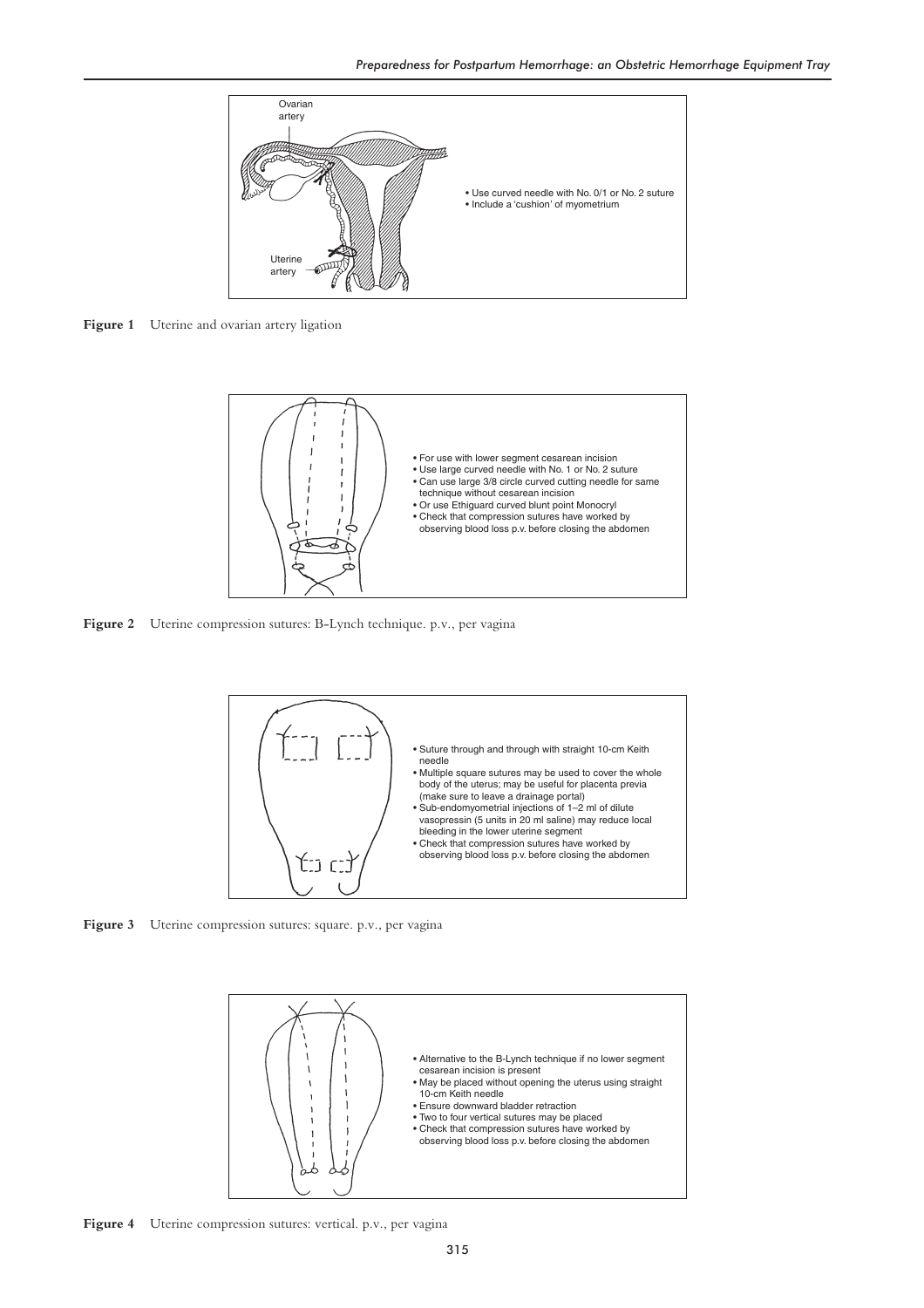Ovarian artery

Uterine artery

- Use curved needle with No. 0/1 or No. 2 suture
- Include a 'cushion' of myometrium

**Figure 1** Uterine and ovarian artery ligation

- For use with lower segment cesarean incision
- Use large curved needle with No. 1 or No. 2 suture
- Can use large 3/8 circle curved cutting needle for same technique without cesarean incision
- Or use Ethiguard curved blunt point Monocryl
- Check that compression sutures have worked by observing blood loss p.v. before closing the abdomen

**Figure 2** Uterine compression sutures: B-Lynch technique. p.v., per vagina

- Suture through and through with straight 10-cm Keith needle
- Multiple square sutures may be used to cover the whole body of the uterus; may be useful for placenta previa (make sure to leave a drainage portal)
- Sub-endomyometrial injections of 1–2 ml of dilute vasopressin (5 units in 20 ml saline) may reduce local bleeding in the lower uterine segment
- Check that compression sutures have worked by observing blood loss p.v. before closing the abdomen

**Figure 3** Uterine compression sutures: square. p.v., per vagina

- Alternative to the B-Lynch technique if no lower segment cesarean incision is present
- May be placed without opening the uterus using straight 10-cm Keith needle
- Ensure downward bladder retraction
- Two to four vertical sutures may be placed
- Check that compression sutures have worked by observing blood loss p.v. before closing the abdomen

**Figure 4** Uterine compression sutures: vertical. p.v., per vagina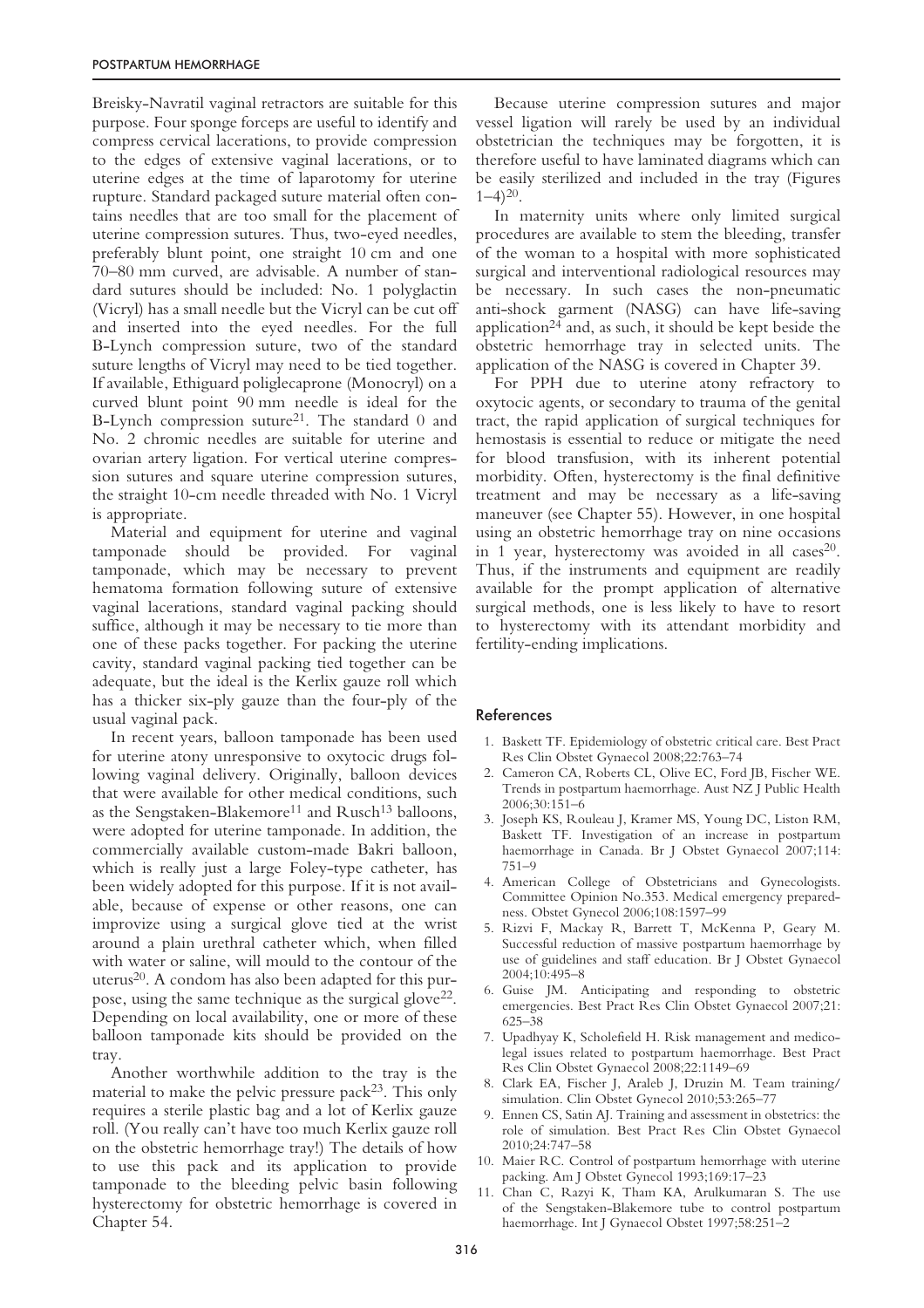Breisky-Navratil vaginal retractors are suitable for this purpose. Four sponge forceps are useful to identify and compress cervical lacerations, to provide compression to the edges of extensive vaginal lacerations, or to uterine edges at the time of laparotomy for uterine rupture. Standard packaged suture material often contains needles that are too small for the placement of uterine compression sutures. Thus, two-eyed needles, preferably blunt point, one straight 10 cm and one 70–80 mm curved, are advisable. A number of standard sutures should be included: No. 1 polyglactin (Vicryl) has a small needle but the Vicryl can be cut off and inserted into the eyed needles. For the full B-Lynch compression suture, two of the standard suture lengths of Vicryl may need to be tied together. If available, Ethiguard poliglecaprone (Monocryl) on a curved blunt point 90 mm needle is ideal for the B-Lynch compression suture[21]. The standard 0 and No. 2 chromic needles are suitable for uterine and ovarian artery ligation. For vertical uterine compression sutures and square uterine compression sutures, the straight 10-cm needle threaded with No. 1 Vicryl is appropriate.

Material and equipment for uterine and vaginal tamponade should be provided. For vaginal tamponade, which may be necessary to prevent hematoma formation following suture of extensive vaginal lacerations, standard vaginal packing should suffice, although it may be necessary to tie more than one of these packs together. For packing the uterine cavity, standard vaginal packing tied together can be adequate, but the ideal is the Kerlix gauze roll which has a thicker six-ply gauze than the four-ply of the usual vaginal pack.

In recent years, balloon tamponade has been used for uterine atony unresponsive to oxytocic drugs following vaginal delivery. Originally, balloon devices that were available for other medical conditions, such as the Sengstaken-Blakemore[11] and Rusch[13] balloons, were adopted for uterine tamponade. In addition, the commercially available custom-made Bakri balloon, which is really just a large Foley-type catheter, has been widely adopted for this purpose. If it is not available, because of expense or other reasons, one can improvize using a surgical glove tied at the wrist around a plain urethral catheter which, when filled with water or saline, will mould to the contour of the uterus[20]. A condom has also been adapted for this purpose, using the same technique as the surgical glove[22]. Depending on local availability, one or more of these balloon tamponade kits should be provided on the tray.

Another worthwhile addition to the tray is the material to make the pelvic pressure pack[23]. This only requires a sterile plastic bag and a lot of Kerlix gauze roll. (You really can't have too much Kerlix gauze roll on the obstetric hemorrhage tray!) The details of how to use this pack and its application to provide tamponade to the bleeding pelvic basin following hysterectomy for obstetric hemorrhage is covered in Chapter 54.

Because uterine compression sutures and major vessel ligation will rarely be used by an individual obstetrician the techniques may be forgotten, it is therefore useful to have laminated diagrams which can be easily sterilized and included in the tray (Figures 1–4)[20].

In maternity units where only limited surgical procedures are available to stem the bleeding, transfer of the woman to a hospital with more sophisticated surgical and interventional radiological resources may be necessary. In such cases the non-pneumatic anti-shock garment (NASG) can have life-saving application[24] and, as such, it should be kept beside the obstetric hemorrhage tray in selected units. The application of the NASG is covered in Chapter 39.

For PPH due to uterine atony refractory to oxytocic agents, or secondary to trauma of the genital tract, the rapid application of surgical techniques for hemostasis is essential to reduce or mitigate the need for blood transfusion, with its inherent potential morbidity. Often, hysterectomy is the final definitive treatment and may be necessary as a life-saving maneuver (see Chapter 55). However, in one hospital using an obstetric hemorrhage tray on nine occasions in 1 year, hysterectomy was avoided in all cases[20]. Thus, if the instruments and equipment are readily available for the prompt application of alternative surgical methods, one is less likely to have to resort to hysterectomy with its attendant morbidity and fertility-ending implications.

## References

1. Baskett TF. Epidemiology of obstetric critical care. Best Pract Res Clin Obstet Gynaecol 2008;22:763–74
2. Cameron CA, Roberts CL, Olive EC, Ford JB, Fischer WE. Trends in postpartum haemorrhage. Aust NZ J Public Health 2006;30:151–6
3. Joseph KS, Rouleau J, Kramer MS, Young DC, Liston RM, Baskett TF. Investigation of an increase in postpartum haemorrhage in Canada. Br J Obstet Gynaecol 2007;114: 751–9
4. American College of Obstetricians and Gynecologists. Committee Opinion No.353. Medical emergency preparedness. Obstet Gynecol 2006;108:1597–99
5. Rizvi F, Mackay R, Barrett T, McKenna P, Geary M. Successful reduction of massive postpartum haemorrhage by use of guidelines and staff education. Br J Obstet Gynaecol 2004;10:495–8
6. Guise JM. Anticipating and responding to obstetric emergencies. Best Pract Res Clin Obstet Gynaecol 2007;21: 625–38
7. Upadhyay K, Scholefield H. Risk management and medico-legal issues related to postpartum haemorrhage. Best Pract Res Clin Obstet Gynaecol 2008;22:1149–69
8. Clark EA, Fischer J, Araleb J, Druzin M. Team training/ simulation. Clin Obstet Gynecol 2010;53:265–77
9. Ennen CS, Satin AJ. Training and assessment in obstetrics: the role of simulation. Best Pract Res Clin Obstet Gynaecol 2010;24:747–58
10. Maier RC. Control of postpartum hemorrhage with uterine packing. Am J Obstet Gynecol 1993;169:17–23
11. Chan C, Razyi K, Tham KA, Arulkumaran S. The use of the Sengstaken-Blakemore tube to control postpartum haemorrhage. Int J Gynaecol Obstet 1997;58:251–2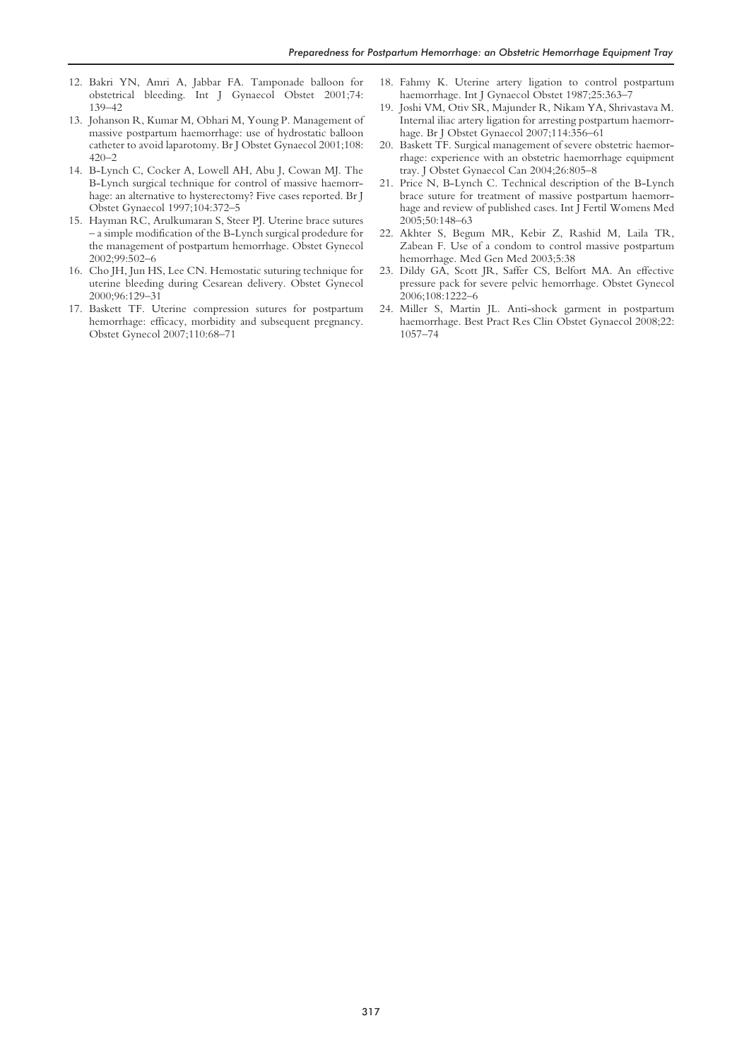12. Bakri YN, Amri A, Jabbar FA. Tamponade balloon for obstetrical bleeding. Int J Gynaecol Obstet 2001;74: 139–42
13. Johanson R, Kumar M, Obhari M, Young P. Management of massive postpartum haemorrhage: use of hydrostatic balloon catheter to avoid laparotomy. Br J Obstet Gynaecol 2001;108: 420–2
14. B-Lynch C, Cocker A, Lowell AH, Abu J, Cowan MJ. The B-Lynch surgical technique for control of massive haemorrhage: an alternative to hysterectomy? Five cases reported. Br J Obstet Gynaecol 1997;104:372–5
15. Hayman RC, Arulkumaran S, Steer PJ. Uterine brace sutures – a simple modification of the B-Lynch surgical prodedure for the management of postpartum hemorrhage. Obstet Gynecol 2002;99:502–6
16. Cho JH, Jun HS, Lee CN. Hemostatic suturing technique for uterine bleeding during Cesarean delivery. Obstet Gynecol 2000;96:129–31
17. Baskett TF. Uterine compression sutures for postpartum hemorrhage: efficacy, morbidity and subsequent pregnancy. Obstet Gynecol 2007;110:68–71
18. Fahmy K. Uterine artery ligation to control postpartum haemorrhage. Int J Gynaecol Obstet 1987;25:363–7
19. Joshi VM, Otiv SR, Majunder R, Nikam YA, Shrivastava M. Internal iliac artery ligation for arresting postpartum haemorrhage. Br J Obstet Gynaecol 2007;114:356–61
20. Baskett TF. Surgical management of severe obstetric haemorrhage: experience with an obstetric haemorrhage equipment tray. J Obstet Gynaecol Can 2004;26:805–8
21. Price N, B-Lynch C. Technical description of the B-Lynch brace suture for treatment of massive postpartum haemorrhage and review of published cases. Int J Fertil Womens Med 2005;50:148–63
22. Akhter S, Begum MR, Kebir Z, Rashid M, Laila TR, Zabean F. Use of a condom to control massive postpartum hemorrhage. Med Gen Med 2003;5:38
23. Dildy GA, Scott JR, Saffer CS, Belfort MA. An effective pressure pack for severe pelvic hemorrhage. Obstet Gynecol 2006;108:1222–6
24. Miller S, Martin JL. Anti-shock garment in postpartum haemorrhage. Best Pract Res Clin Obstet Gynaecol 2008;22: 1057–74